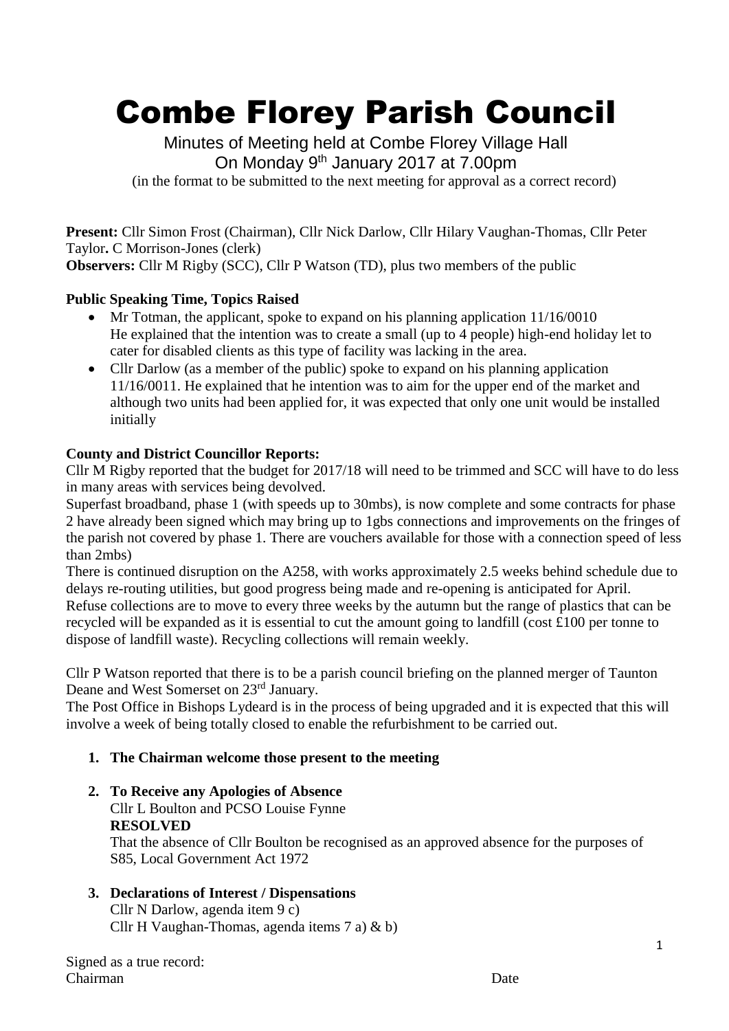// Combe Florey Parish Council

Minutes of Meeting held at Combe Florey Village Hall
On Monday 9th January 2017 at 7.00pm
(in the format to be submitted to the next meeting for approval as a correct record)

**Present:** Cllr Simon Frost (Chairman), Cllr Nick Darlow, Cllr Hilary Vaughan-Thomas, Cllr Peter Taylor**.** C Morrison-Jones (clerk)
**Observers:** Cllr M Rigby (SCC), Cllr P Watson (TD), plus two members of the public

**Public Speaking Time, Topics Raised**

- Mr Totman, the applicant, spoke to expand on his planning application 11/16/0010
  He explained that the intention was to create a small (up to 4 people) high-end holiday let to cater for disabled clients as this type of facility was lacking in the area.
- Cllr Darlow (as a member of the public) spoke to expand on his planning application 11/16/0011. He explained that he intention was to aim for the upper end of the market and although two units had been applied for, it was expected that only one unit would be installed initially

**County and District Councillor Reports:**
Cllr M Rigby reported that the budget for 2017/18 will need to be trimmed and SCC will have to do less in many areas with services being devolved.
Superfast broadband, phase 1 (with speeds up to 30mbs), is now complete and some contracts for phase 2 have already been signed which may bring up to 1gbs connections and improvements on the fringes of the parish not covered by phase 1. There are vouchers available for those with a connection speed of less than 2mbs)
There is continued disruption on the A258, with works approximately 2.5 weeks behind schedule due to delays re-routing utilities, but good progress being made and re-opening is anticipated for April.
Refuse collections are to move to every three weeks by the autumn but the range of plastics that can be recycled will be expanded as it is essential to cut the amount going to landfill (cost £100 per tonne to dispose of landfill waste). Recycling collections will remain weekly.

Cllr P Watson reported that there is to be a parish council briefing on the planned merger of Taunton Deane and West Somerset on 23rd January.
The Post Office in Bishops Lydeard is in the process of being upgraded and it is expected that this will involve a week of being totally closed to enable the refurbishment to be carried out.

1. **The Chairman welcome those present to the meeting**

2. **To Receive any Apologies of Absence**
   Cllr L Boulton and PCSO Louise Fynne
   **RESOLVED**
   That the absence of Cllr Boulton be recognised as an approved absence for the purposes of S85, Local Government Act 1972

3. **Declarations of Interest / Dispensations**
   Cllr N Darlow, agenda item 9 c)
   Cllr H Vaughan-Thomas, agenda items 7 a) & b)

Signed as a true record:
Chairman Date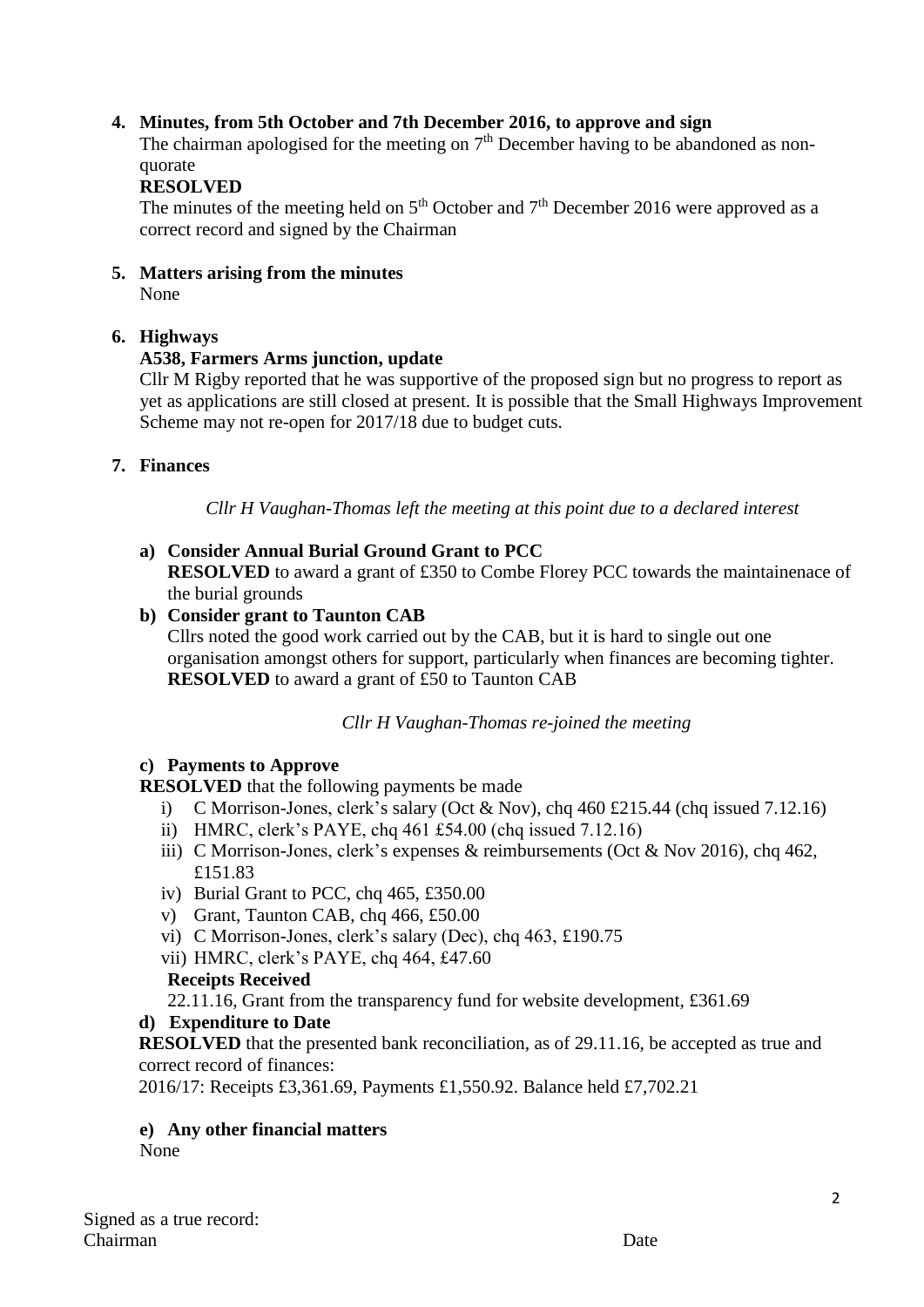4. **Minutes, from 5th October and 7th December 2016, to approve and sign**

   The chairman apologised for the meeting on 7th December having to be abandoned as non-quorate

   **RESOLVED**

   The minutes of the meeting held on 5th October and 7th December 2016 were approved as a correct record and signed by the Chairman

5. **Matters arising from the minutes**

   None

6. **Highways**

   **A538, Farmers Arms junction, update**

   Cllr M Rigby reported that he was supportive of the proposed sign but no progress to report as yet as applications are still closed at present. It is possible that the Small Highways Improvement Scheme may not re-open for 2017/18 due to budget cuts.

7. **Finances**

   *Cllr H Vaughan-Thomas left the meeting at this point due to a declared interest*

   a) **Consider Annual Burial Ground Grant to PCC**

      **RESOLVED** to award a grant of £350 to Combe Florey PCC towards the maintainenace of the burial grounds

   b) **Consider grant to Taunton CAB**

      Cllrs noted the good work carried out by the CAB, but it is hard to single out one organisation amongst others for support, particularly when finances are becoming tighter.
      **RESOLVED** to award a grant of £50 to Taunton CAB

   *Cllr H Vaughan-Thomas re-joined the meeting*

   c) **Payments to Approve**

   **RESOLVED** that the following payments be made

   i) C Morrison-Jones, clerk's salary (Oct & Nov), chq 460 £215.44 (chq issued 7.12.16)
   ii) HMRC, clerk's PAYE, chq 461 £54.00 (chq issued 7.12.16)
   iii) C Morrison-Jones, clerk's expenses & reimbursements (Oct & Nov 2016), chq 462, £151.83
   iv) Burial Grant to PCC, chq 465, £350.00
   v) Grant, Taunton CAB, chq 466, £50.00
   vi) C Morrison-Jones, clerk's salary (Dec), chq 463, £190.75
   vii) HMRC, clerk's PAYE, chq 464, £47.60

   **Receipts Received**

   22.11.16, Grant from the transparency fund for website development, £361.69

   d) **Expenditure to Date**

   **RESOLVED** that the presented bank reconciliation, as of 29.11.16, be accepted as true and correct record of finances:

   2016/17: Receipts £3,361.69, Payments £1,550.92. Balance held £7,702.21

   e) **Any other financial matters**

   None

Signed as a true record:
Chairman Date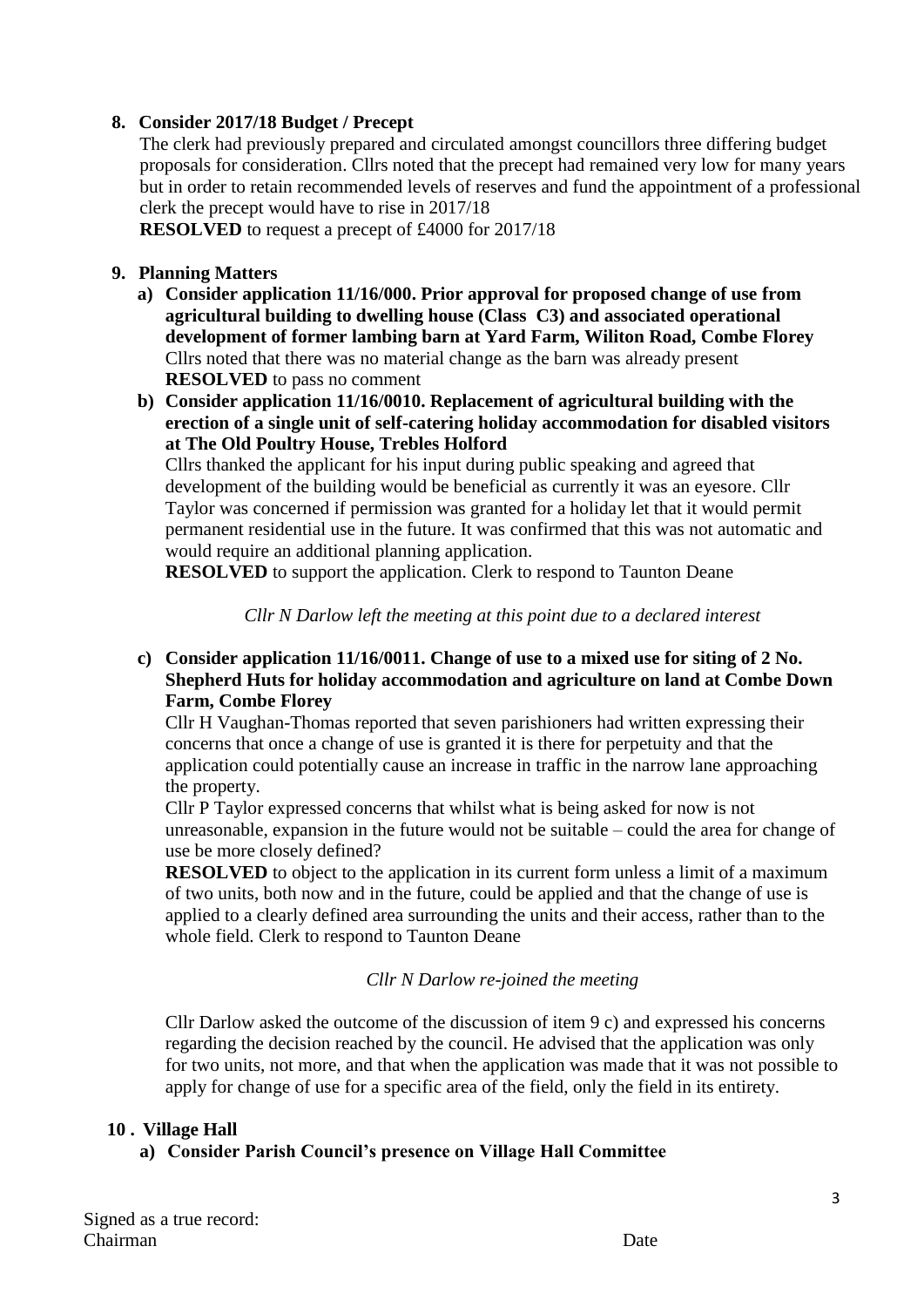**8. Consider 2017/18 Budget / Precept**

The clerk had previously prepared and circulated amongst councillors three differing budget proposals for consideration. Cllrs noted that the precept had remained very low for many years but in order to retain recommended levels of reserves and fund the appointment of a professional clerk the precept would have to rise in 2017/18

**RESOLVED** to request a precept of £4000 for 2017/18

**9. Planning Matters**

**a) Consider application 11/16/000. Prior approval for proposed change of use from agricultural building to dwelling house (Class C3) and associated operational development of former lambing barn at Yard Farm, Wiliton Road, Combe Florey**

Cllrs noted that there was no material change as the barn was already present

**RESOLVED** to pass no comment

**b) Consider application 11/16/0010. Replacement of agricultural building with the erection of a single unit of self-catering holiday accommodation for disabled visitors at The Old Poultry House, Trebles Holford**

Cllrs thanked the applicant for his input during public speaking and agreed that development of the building would be beneficial as currently it was an eyesore. Cllr Taylor was concerned if permission was granted for a holiday let that it would permit permanent residential use in the future. It was confirmed that this was not automatic and would require an additional planning application.

**RESOLVED** to support the application. Clerk to respond to Taunton Deane

*Cllr N Darlow left the meeting at this point due to a declared interest*

**c) Consider application 11/16/0011. Change of use to a mixed use for siting of 2 No. Shepherd Huts for holiday accommodation and agriculture on land at Combe Down Farm, Combe Florey**

Cllr H Vaughan-Thomas reported that seven parishioners had written expressing their concerns that once a change of use is granted it is there for perpetuity and that the application could potentially cause an increase in traffic in the narrow lane approaching the property.

Cllr P Taylor expressed concerns that whilst what is being asked for now is not unreasonable, expansion in the future would not be suitable – could the area for change of use be more closely defined?

**RESOLVED** to object to the application in its current form unless a limit of a maximum of two units, both now and in the future, could be applied and that the change of use is applied to a clearly defined area surrounding the units and their access, rather than to the whole field. Clerk to respond to Taunton Deane

*Cllr N Darlow re-joined the meeting*

Cllr Darlow asked the outcome of the discussion of item 9 c) and expressed his concerns regarding the decision reached by the council. He advised that the application was only for two units, not more, and that when the application was made that it was not possible to apply for change of use for a specific area of the field, only the field in its entirety.

**10 . Village Hall**

**a) Consider Parish Council's presence on Village Hall Committee**

Signed as a true record:
Chairman Date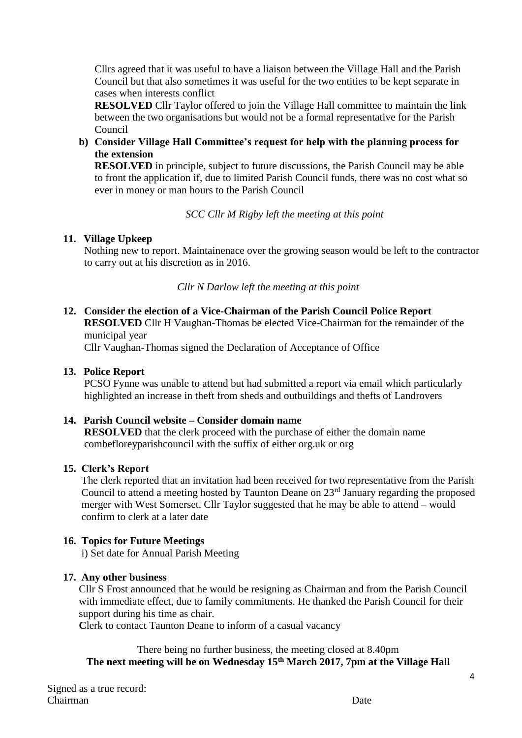Cllrs agreed that it was useful to have a liaison between the Village Hall and the Parish Council but that also sometimes it was useful for the two entities to be kept separate in cases when interests conflict

**RESOLVED** Cllr Taylor offered to join the Village Hall committee to maintain the link between the two organisations but would not be a formal representative for the Parish Council

**b) Consider Village Hall Committee's request for help with the planning process for the extension**

**RESOLVED** in principle, subject to future discussions, the Parish Council may be able to front the application if, due to limited Parish Council funds, there was no cost what so ever in money or man hours to the Parish Council

*SCC Cllr M Rigby left the meeting at this point*

**11. Village Upkeep**

Nothing new to report. Maintainenace over the growing season would be left to the contractor to carry out at his discretion as in 2016.

*Cllr N Darlow left the meeting at this point*

**12. Consider the election of a Vice-Chairman of the Parish Council Police Report**

**RESOLVED** Cllr H Vaughan-Thomas be elected Vice-Chairman for the remainder of the municipal year

Cllr Vaughan-Thomas signed the Declaration of Acceptance of Office

**13. Police Report**

PCSO Fynne was unable to attend but had submitted a report via email which particularly highlighted an increase in theft from sheds and outbuildings and thefts of Landrovers

**14. Parish Council website – Consider domain name**

**RESOLVED** that the clerk proceed with the purchase of either the domain name combefloreyparishcouncil with the suffix of either org.uk or org

**15. Clerk's Report**

The clerk reported that an invitation had been received for two representative from the Parish Council to attend a meeting hosted by Taunton Deane on 23rd January regarding the proposed merger with West Somerset. Cllr Taylor suggested that he may be able to attend – would confirm to clerk at a later date

**16. Topics for Future Meetings**

i) Set date for Annual Parish Meeting

**17. Any other business**

Cllr S Frost announced that he would be resigning as Chairman and from the Parish Council with immediate effect, due to family commitments. He thanked the Parish Council for their support during his time as chair.

**C**lerk to contact Taunton Deane to inform of a casual vacancy

There being no further business, the meeting closed at 8.40pm

**The next meeting will be on Wednesday 15th March 2017, 7pm at the Village Hall**

Signed as a true record:
Chairman Date